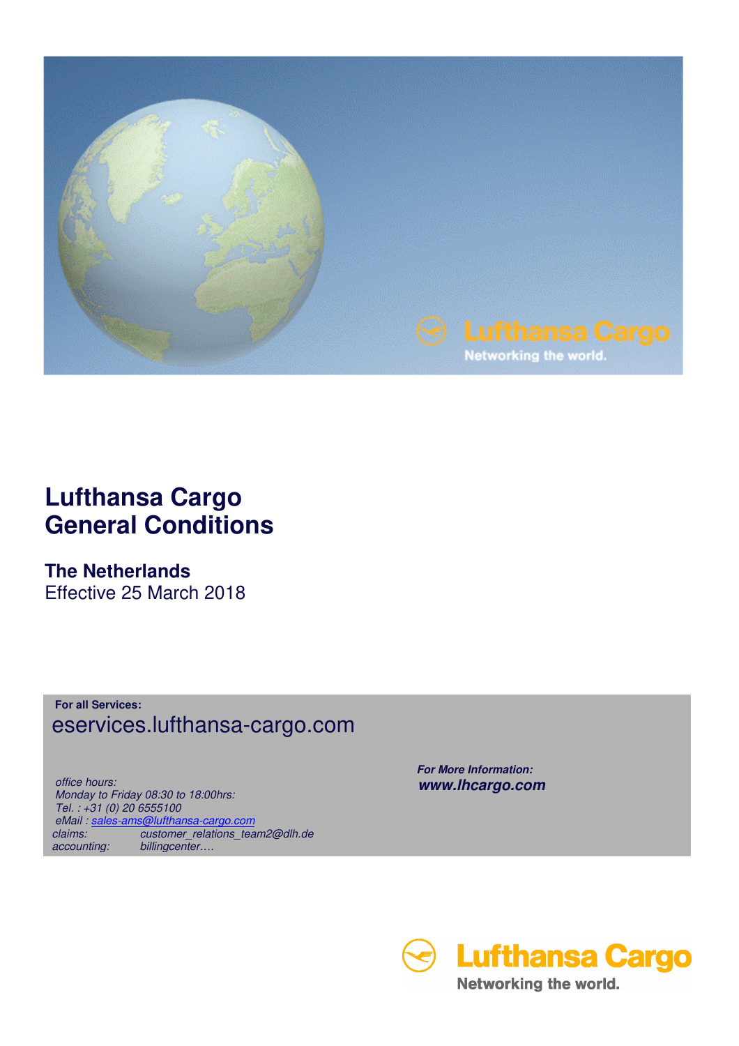# Lufthansa Cargo General Conditions

## The Netherlands

Effective 25 March 2018

**For all Services:**

eservices.lufthansa-cargo.com

*office hours:*
*Monday to Friday 08:30 to 18:00hrs:*
*Tel. : +31 (0) 20 6555100*
*eMail : sales-ams@lufthansa-cargo.com*
*claims: customer_relations_team2@dlh.de*
*accounting: billingcenter….*

***For More Information:***

***www.lhcargo.com***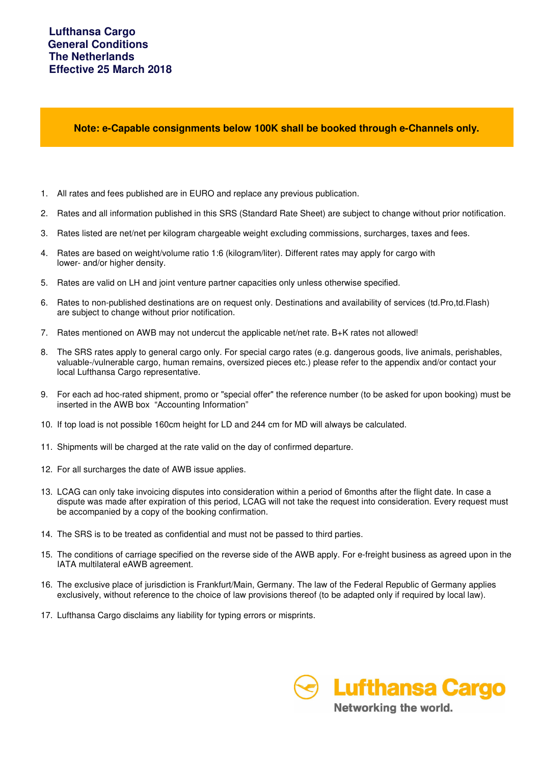# Lufthansa Cargo General Conditions The Netherlands Effective 25 March 2018

**Note: e-Capable consignments below 100K shall be booked through e-Channels only.**

1. All rates and fees published are in EURO and replace any previous publication.
2. Rates and all information published in this SRS (Standard Rate Sheet) are subject to change without prior notification.
3. Rates listed are net/net per kilogram chargeable weight excluding commissions, surcharges, taxes and fees.
4. Rates are based on weight/volume ratio 1:6 (kilogram/liter). Different rates may apply for cargo with lower- and/or higher density.
5. Rates are valid on LH and joint venture partner capacities only unless otherwise specified.
6. Rates to non-published destinations are on request only. Destinations and availability of services (td.Pro,td.Flash) are subject to change without prior notification.
7. Rates mentioned on AWB may not undercut the applicable net/net rate. B+K rates not allowed!
8. The SRS rates apply to general cargo only. For special cargo rates (e.g. dangerous goods, live animals, perishables, valuable-/vulnerable cargo, human remains, oversized pieces etc.) please refer to the appendix and/or contact your local Lufthansa Cargo representative.
9. For each ad hoc-rated shipment, promo or "special offer" the reference number (to be asked for upon booking) must be inserted in the AWB box "Accounting Information"
10. If top load is not possible 160cm height for LD and 244 cm for MD will always be calculated.
11. Shipments will be charged at the rate valid on the day of confirmed departure.
12. For all surcharges the date of AWB issue applies.
13. LCAG can only take invoicing disputes into consideration within a period of 6months after the flight date. In case a dispute was made after expiration of this period, LCAG will not take the request into consideration. Every request must be accompanied by a copy of the booking confirmation.
14. The SRS is to be treated as confidential and must not be passed to third parties.
15. The conditions of carriage specified on the reverse side of the AWB apply. For e-freight business as agreed upon in the IATA multilateral eAWB agreement.
16. The exclusive place of jurisdiction is Frankfurt/Main, Germany. The law of the Federal Republic of Germany applies exclusively, without reference to the choice of law provisions thereof (to be adapted only if required by local law).
17. Lufthansa Cargo disclaims any liability for typing errors or misprints.

Lufthansa Cargo
Networking the world.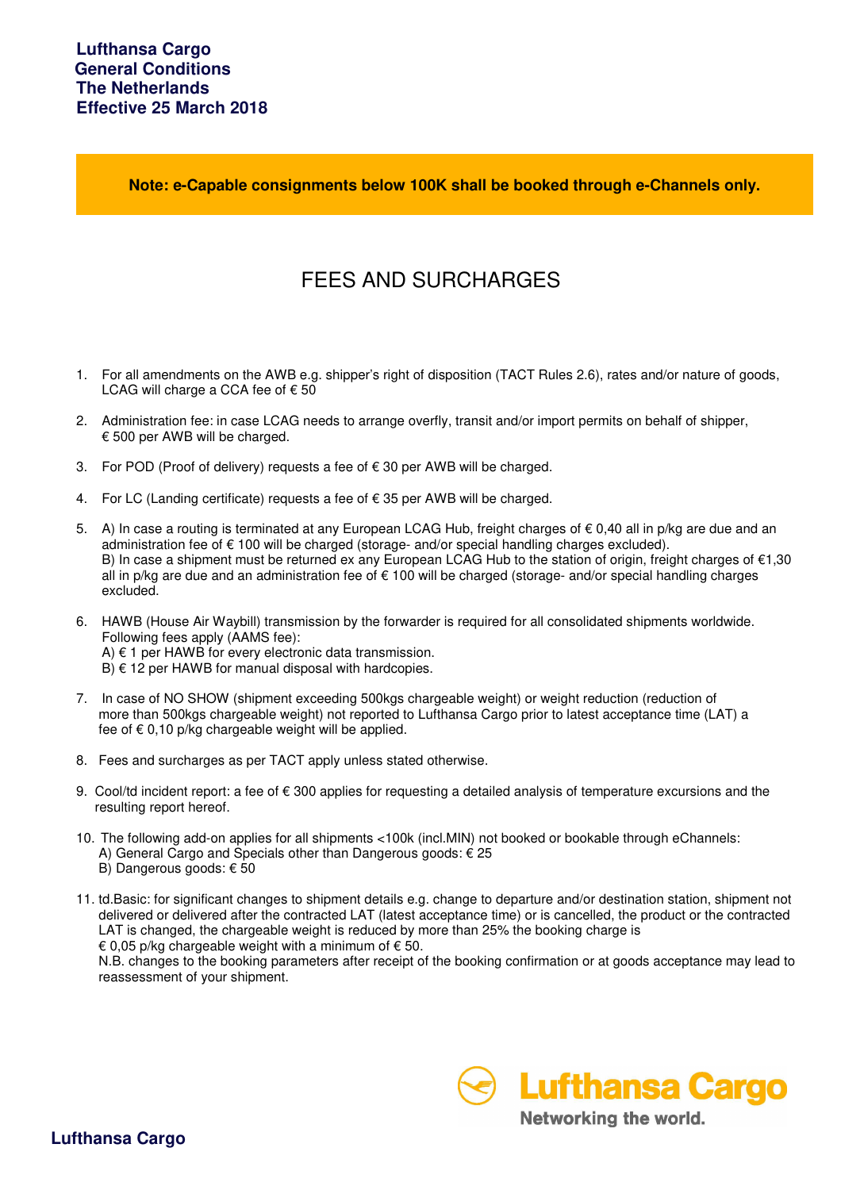**Lufthansa Cargo**
**General Conditions**
**The Netherlands**
**Effective 25 March 2018**

**Note: e-Capable consignments below 100K shall be booked through e-Channels only.**

# FEES AND SURCHARGES

1. For all amendments on the AWB e.g. shipper's right of disposition (TACT Rules 2.6), rates and/or nature of goods, LCAG will charge a CCA fee of € 50

2. Administration fee: in case LCAG needs to arrange overfly, transit and/or import permits on behalf of shipper, € 500 per AWB will be charged.

3. For POD (Proof of delivery) requests a fee of € 30 per AWB will be charged.

4. For LC (Landing certificate) requests a fee of € 35 per AWB will be charged.

5. A) In case a routing is terminated at any European LCAG Hub, freight charges of € 0,40 all in p/kg are due and an administration fee of € 100 will be charged (storage- and/or special handling charges excluded).
   B) In case a shipment must be returned ex any European LCAG Hub to the station of origin, freight charges of €1,30 all in p/kg are due and an administration fee of € 100 will be charged (storage- and/or special handling charges excluded.

6. HAWB (House Air Waybill) transmission by the forwarder is required for all consolidated shipments worldwide. Following fees apply (AAMS fee):
   A) € 1 per HAWB for every electronic data transmission.
   B) € 12 per HAWB for manual disposal with hardcopies.

7. In case of NO SHOW (shipment exceeding 500kgs chargeable weight) or weight reduction (reduction of more than 500kgs chargeable weight) not reported to Lufthansa Cargo prior to latest acceptance time (LAT) a fee of € 0,10 p/kg chargeable weight will be applied.

8. Fees and surcharges as per TACT apply unless stated otherwise.

9. Cool/td incident report: a fee of € 300 applies for requesting a detailed analysis of temperature excursions and the resulting report hereof.

10. The following add-on applies for all shipments <100k (incl.MIN) not booked or bookable through eChannels:
    A) General Cargo and Specials other than Dangerous goods: € 25
    B) Dangerous goods: € 50

11. td.Basic: for significant changes to shipment details e.g. change to departure and/or destination station, shipment not delivered or delivered after the contracted LAT (latest acceptance time) or is cancelled, the product or the contracted LAT is changed, the chargeable weight is reduced by more than 25% the booking charge is € 0,05 p/kg chargeable weight with a minimum of € 50.
    N.B. changes to the booking parameters after receipt of the booking confirmation or at goods acceptance may lead to reassessment of your shipment.

Lufthansa Cargo
Networking the world.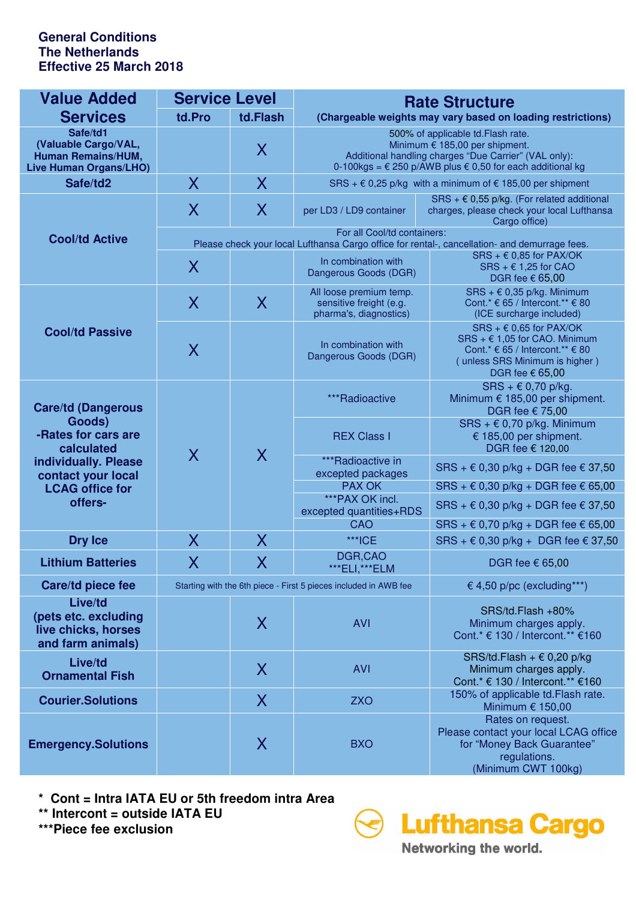**General Conditions**
**The Netherlands**
**Effective 25 March 2018**

| Value Added Services | Service Level | | Rate Structure (Chargeable weights may vary based on loading restrictions) | |
|---|---|---|---|---|
| | td.Pro | td.Flash | | |
| Safe/td1 (Valuable Cargo/VAL, Human Remains/HUM, Live Human Organs/LHO) | | X | 500% of applicable td.Flash rate. Minimum € 185,00 per shipment. Additional handling charges "Due Carrier" (VAL only): 0-100kgs = € 250 p/AWB plus € 0,50 for each additional kg | |
| Safe/td2 | X | X | SRS + € 0,25 p/kg with a minimum of € 185,00 per shipment | |
| Cool/td Active | X | X | per LD3 / LD9 container | SRS + € 0,55 p/kg. (For related additional charges, please check your local Lufthansa Cargo office) |
| | For all Cool/td containers: Please check your local Lufthansa Cargo office for rental-, cancellation- and demurrage fees. | | | |
| | X | | In combination with Dangerous Goods (DGR) | SRS + € 0,85 for PAX/OK<br>SRS + € 1,25 for CAO<br>DGR fee € 65,00 |
| Cool/td Passive | X | X | All loose premium temp. sensitive freight (e.g. pharma's, diagnostics) | SRS + € 0,35 p/kg. Minimum Cont.* € 65 / Intercont.** € 80 (ICE surcharge included) |
| | X | | In combination with Dangerous Goods (DGR) | SRS + € 0,65 for PAX/OK<br>SRS + € 1,05 for CAO. Minimum Cont.* € 65 / Intercont.** € 80 ( unless SRS Minimum is higher )<br>DGR fee € 65,00 |
| Care/td (Dangerous Goods) -Rates for cars are calculated individually. Please contact your local LCAG office for offers- | X | X | ***Radioactive | SRS + € 0,70 p/kg. Minimum € 185,00 per shipment. DGR fee € 75,00 |
| | | | REX Class I | SRS + € 0,70 p/kg. Minimum € 185,00 per shipment. DGR fee € 120,00 |
| | | | ***Radioactive in excepted packages | SRS + € 0,30 p/kg + DGR fee € 37,50 |
| | | | PAX OK | SRS + € 0,30 p/kg + DGR fee € 65,00 |
| | | | ***PAX OK incl. excepted quantities+RDS | SRS + € 0,30 p/kg + DGR fee € 37,50 |
| | | | CAO | SRS + € 0,70 p/kg + DGR fee € 65,00 |
| Dry Ice | X | X | ***ICE | SRS + € 0,30 p/kg + DGR fee € 37,50 |
| Lithium Batteries | X | X | DGR,CAO ***ELI,***ELM | DGR fee € 65,00 |
| Care/td piece fee | Starting with the 6th piece - First 5 pieces included in AWB fee | | | € 4,50 p/pc (excluding***) |
| Live/td (pets etc. excluding live chicks, horses and farm animals) | | X | AVI | SRS/td.Flash +80% Minimum charges apply. Cont.* € 130 / Intercont.** €160 |
| Live/td Ornamental Fish | | X | AVI | SRS/td.Flash + € 0,20 p/kg Minimum charges apply. Cont.* € 130 / Intercont.** €160 |
| Courier.Solutions | | X | ZXO | 150% of applicable td.Flash rate. Minimum € 150,00 |
| Emergency.Solutions | | X | BXO | Rates on request. Please contact your local LCAG office for "Money Back Guarantee" regulations. (Minimum CWT 100kg) |

**\* Cont = Intra IATA EU or 5th freedom intra Area**
**\*\* Intercont = outside IATA EU**
**\*\*\*Piece fee exclusion**

Lufthansa Cargo
Networking the world.